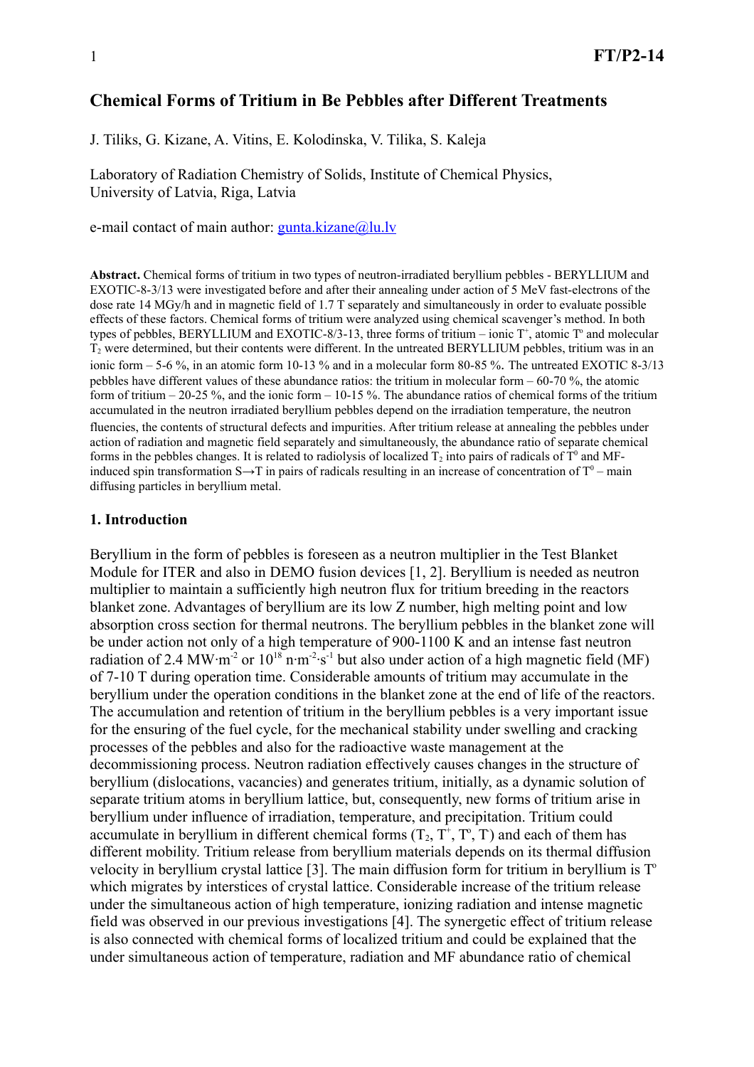# Chemical Forms of Tritium in Be Pebbles after Different Treatments

J. Tiliks, G. Kizane, A. Vitins, E. Kolodinska, V. Tilika, S. Kaleja

Laboratory of Radiation Chemistry of Solids, Institute of Chemical Physics, University of Latvia, Riga, Latvia

e-mail contact of main author: gunta.kizane@lu.lv

**Abstract.** Chemical forms of tritium in two types of neutron-irradiated beryllium pebbles - BERYLLIUM and EXOTIC-8-3/13 were investigated before and after their annealing under action of 5 MeV fast-electrons of the dose rate 14 MGy/h and in magnetic field of 1.7 T separately and simultaneously in order to evaluate possible effects of these factors. Chemical forms of tritium were analyzed using chemical scavenger's method. In both types of pebbles, BERYLLIUM and EXOTIC-8/3-13, three forms of tritium – ionic $T^+$, atomic $T^o$ and molecular $T_2$ were determined, but their contents were different. In the untreated BERYLLIUM pebbles, tritium was in an ionic form – 5-6 %, in an atomic form 10-13 % and in a molecular form 80-85 %. The untreated EXOTIC 8-3/13 pebbles have different values of these abundance ratios: the tritium in molecular form – 60-70 %, the atomic form of tritium – 20-25 %, and the ionic form – 10-15 %. The abundance ratios of chemical forms of the tritium accumulated in the neutron irradiated beryllium pebbles depend on the irradiation temperature, the neutron fluencies, the contents of structural defects and impurities. After tritium release at annealing the pebbles under action of radiation and magnetic field separately and simultaneously, the abundance ratio of separate chemical forms in the pebbles changes. It is related to radiolysis of localized $T_2$ into pairs of radicals of $T^0$ and MF-induced spin transformation S→T in pairs of radicals resulting in an increase of concentration of $T^0$ – main diffusing particles in beryllium metal.

## 1. Introduction

Beryllium in the form of pebbles is foreseen as a neutron multiplier in the Test Blanket Module for ITER and also in DEMO fusion devices [1, 2]. Beryllium is needed as neutron multiplier to maintain a sufficiently high neutron flux for tritium breeding in the reactors blanket zone. Advantages of beryllium are its low Z number, high melting point and low absorption cross section for thermal neutrons. The beryllium pebbles in the blanket zone will be under action not only of a high temperature of 900-1100 K and an intense fast neutron radiation of 2.4 $MW \cdot m^{-2}$ or $10^{18}$ $n \cdot m^{-2} \cdot s^{-1}$ but also under action of a high magnetic field (MF) of 7-10 T during operation time. Considerable amounts of tritium may accumulate in the beryllium under the operation conditions in the blanket zone at the end of life of the reactors. The accumulation and retention of tritium in the beryllium pebbles is a very important issue for the ensuring of the fuel cycle, for the mechanical stability under swelling and cracking processes of the pebbles and also for the radioactive waste management at the decommissioning process. Neutron radiation effectively causes changes in the structure of beryllium (dislocations, vacancies) and generates tritium, initially, as a dynamic solution of separate tritium atoms in beryllium lattice, but, consequently, new forms of tritium arise in beryllium under influence of irradiation, temperature, and precipitation. Tritium could accumulate in beryllium in different chemical forms ($T_2$, $T^+$, $T^o$, $T^-$) and each of them has different mobility. Tritium release from beryllium materials depends on its thermal diffusion velocity in beryllium crystal lattice [3]. The main diffusion form for tritium in beryllium is $T^o$ which migrates by interstices of crystal lattice. Considerable increase of the tritium release under the simultaneous action of high temperature, ionizing radiation and intense magnetic field was observed in our previous investigations [4]. The synergetic effect of tritium release is also connected with chemical forms of localized tritium and could be explained that the under simultaneous action of temperature, radiation and MF abundance ratio of chemical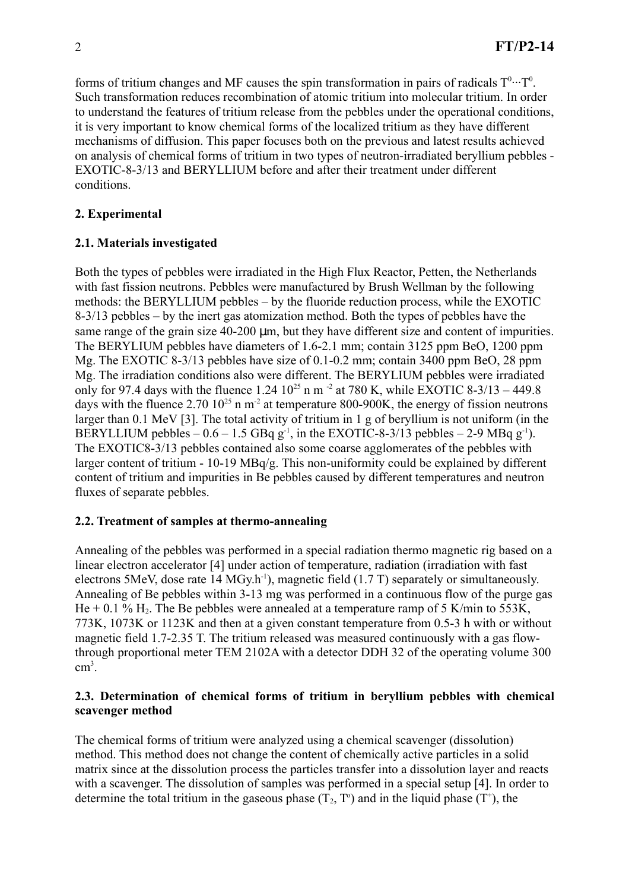forms of tritium changes and MF causes the spin transformation in pairs of radicals $T^0 \cdots T^0$. Such transformation reduces recombination of atomic tritium into molecular tritium. In order to understand the features of tritium release from the pebbles under the operational conditions, it is very important to know chemical forms of the localized tritium as they have different mechanisms of diffusion. This paper focuses both on the previous and latest results achieved on analysis of chemical forms of tritium in two types of neutron-irradiated beryllium pebbles - EXOTIC-8-3/13 and BERYLLIUM before and after their treatment under different conditions.

## 2. Experimental

### 2.1. Materials investigated

Both the types of pebbles were irradiated in the High Flux Reactor, Petten, the Netherlands with fast fission neutrons. Pebbles were manufactured by Brush Wellman by the following methods: the BERYLLIUM pebbles – by the fluoride reduction process, while the EXOTIC 8-3/13 pebbles – by the inert gas atomization method. Both the types of pebbles have the same range of the grain size 40-200 μm, but they have different size and content of impurities. The BERYLIUM pebbles have diameters of 1.6-2.1 mm; contain 3125 ppm BeO, 1200 ppm Mg. The EXOTIC 8-3/13 pebbles have size of 0.1-0.2 mm; contain 3400 ppm BeO, 28 ppm Mg. The irradiation conditions also were different. The BERYLIUM pebbles were irradiated only for 97.4 days with the fluence $1.24\ 10^{25}$ n $m^{-2}$ at 780 K, while EXOTIC 8-3/13 – 449.8 days with the fluence $2.70\ 10^{25}$ n $m^{-2}$ at temperature 800-900K, the energy of fission neutrons larger than 0.1 MeV [3]. The total activity of tritium in 1 g of beryllium is not uniform (in the BERYLLIUM pebbles – 0.6 – 1.5 GBq $g^{-1}$, in the EXOTIC-8-3/13 pebbles – 2-9 MBq $g^{-1}$). The EXOTIC8-3/13 pebbles contained also some coarse agglomerates of the pebbles with larger content of tritium - 10-19 MBq/g. This non-uniformity could be explained by different content of tritium and impurities in Be pebbles caused by different temperatures and neutron fluxes of separate pebbles.

### 2.2. Treatment of samples at thermo-annealing

Annealing of the pebbles was performed in a special radiation thermo magnetic rig based on a linear electron accelerator [4] under action of temperature, radiation (irradiation with fast electrons 5MeV, dose rate 14 $MGy.h^{-1}$), magnetic field (1.7 T) separately or simultaneously. Annealing of Be pebbles within 3-13 mg was performed in a continuous flow of the purge gas He + 0.1 % $H_2$. The Be pebbles were annealed at a temperature ramp of 5 K/min to 553K, 773K, 1073K or 1123K and then at a given constant temperature from 0.5-3 h with or without magnetic field 1.7-2.35 T. The tritium released was measured continuously with a gas flow-through proportional meter TEM 2102A with a detector DDH 32 of the operating volume 300 $cm^3$.

### 2.3. Determination of chemical forms of tritium in beryllium pebbles with chemical scavenger method

The chemical forms of tritium were analyzed using a chemical scavenger (dissolution) method. This method does not change the content of chemically active particles in a solid matrix since at the dissolution process the particles transfer into a dissolution layer and reacts with a scavenger. The dissolution of samples was performed in a special setup [4]. In order to determine the total tritium in the gaseous phase ($T_2$, $T^o$) and in the liquid phase ($T^+$), the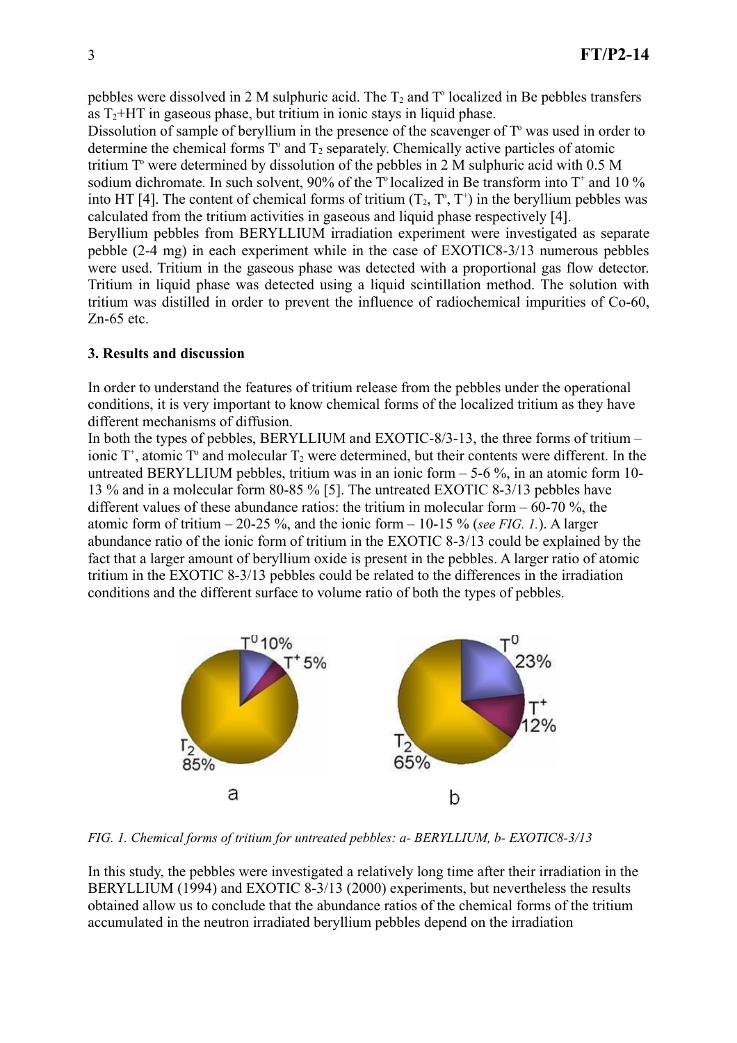pebbles were dissolved in 2 M sulphuric acid. The $T_2$ and $T^o$ localized in Be pebbles transfers as $T_2$+HT in gaseous phase, but tritium in ionic stays in liquid phase.
Dissolution of sample of beryllium in the presence of the scavenger of $T^o$ was used in order to determine the chemical forms $T^o$ and $T_2$ separately. Chemically active particles of atomic tritium $T^o$ were determined by dissolution of the pebbles in 2 M sulphuric acid with 0.5 M sodium dichromate. In such solvent, 90% of the $T^o$ localized in Be transform into $T^+$ and 10 % into HT [4]. The content of chemical forms of tritium ($T_2$, $T^o$, $T^+$) in the beryllium pebbles was calculated from the tritium activities in gaseous and liquid phase respectively [4].
Beryllium pebbles from BERYLLIUM irradiation experiment were investigated as separate pebble (2-4 mg) in each experiment while in the case of EXOTIC8-3/13 numerous pebbles were used. Tritium in the gaseous phase was detected with a proportional gas flow detector. Tritium in liquid phase was detected using a liquid scintillation method. The solution with tritium was distilled in order to prevent the influence of radiochemical impurities of Co-60, Zn-65 etc.

## 3. Results and discussion

In order to understand the features of tritium release from the pebbles under the operational conditions, it is very important to know chemical forms of the localized tritium as they have different mechanisms of diffusion.
In both the types of pebbles, BERYLLIUM and EXOTIC-8/3-13, the three forms of tritium – ionic $T^+$, atomic $T^o$ and molecular $T_2$ were determined, but their contents were different. In the untreated BERYLLIUM pebbles, tritium was in an ionic form – 5-6 %, in an atomic form 10-13 % and in a molecular form 80-85 % [5]. The untreated EXOTIC 8-3/13 pebbles have different values of these abundance ratios: the tritium in molecular form – 60-70 %, the atomic form of tritium – 20-25 %, and the ionic form – 10-15 % (*see FIG. 1.*). A larger abundance ratio of the ionic form of tritium in the EXOTIC 8-3/13 could be explained by the fact that a larger amount of beryllium oxide is present in the pebbles. A larger ratio of atomic tritium in the EXOTIC 8-3/13 pebbles could be related to the differences in the irradiation conditions and the different surface to volume ratio of both the types of pebbles.

*FIG. 1. Chemical forms of tritium for untreated pebbles: a- BERYLLIUM, b- EXOTIC8-3/13*

In this study, the pebbles were investigated a relatively long time after their irradiation in the BERYLLIUM (1994) and EXOTIC 8-3/13 (2000) experiments, but nevertheless the results obtained allow us to conclude that the abundance ratios of the chemical forms of the tritium accumulated in the neutron irradiated beryllium pebbles depend on the irradiation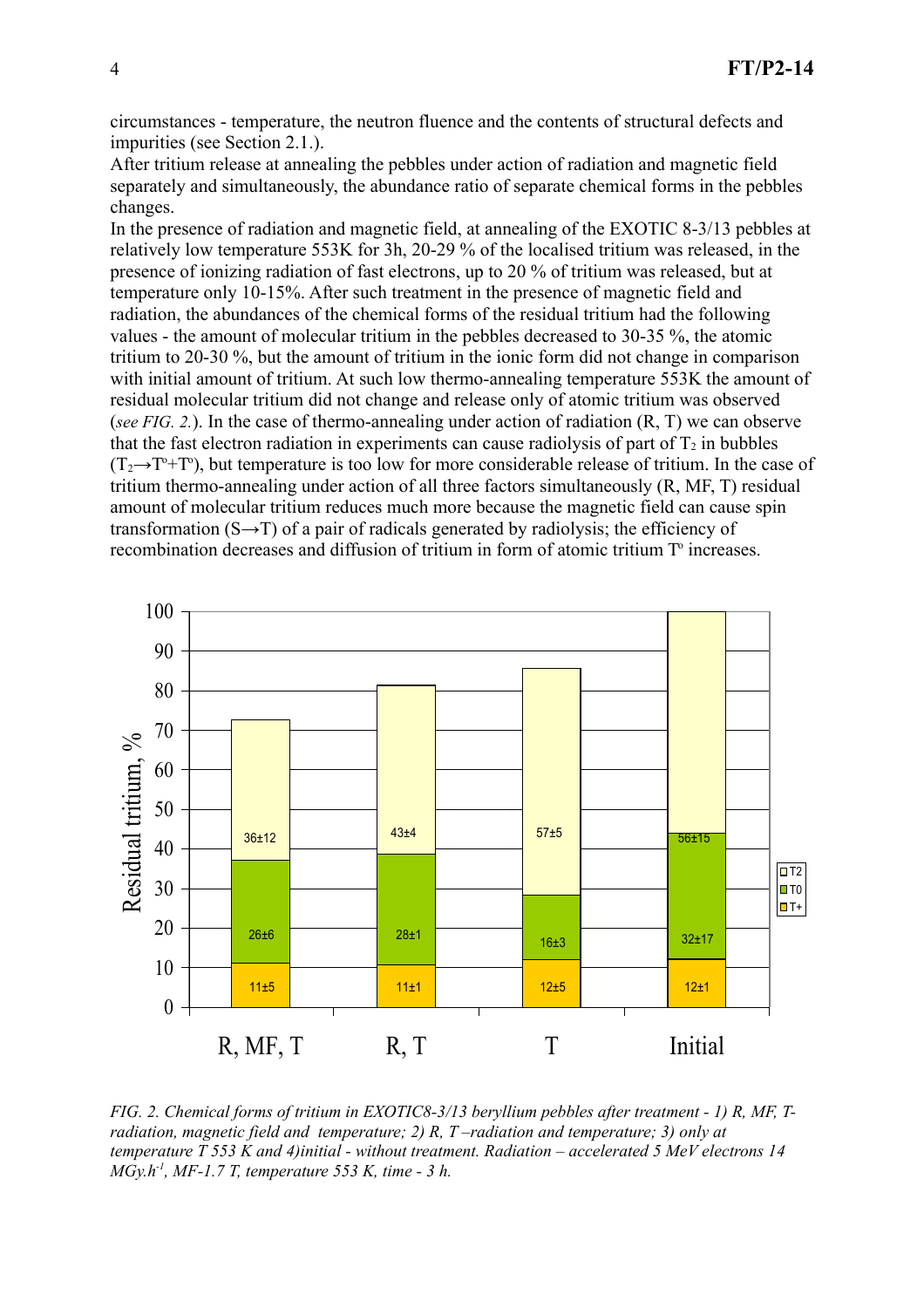circumstances - temperature, the neutron fluence and the contents of structural defects and impurities (see Section 2.1.).

After tritium release at annealing the pebbles under action of radiation and magnetic field separately and simultaneously, the abundance ratio of separate chemical forms in the pebbles changes.

In the presence of radiation and magnetic field, at annealing of the EXOTIC 8-3/13 pebbles at relatively low temperature 553K for 3h, 20-29 % of the localised tritium was released, in the presence of ionizing radiation of fast electrons, up to 20 % of tritium was released, but at temperature only 10-15%. After such treatment in the presence of magnetic field and radiation, the abundances of the chemical forms of the residual tritium had the following values - the amount of molecular tritium in the pebbles decreased to 30-35 %, the atomic tritium to 20-30 %, but the amount of tritium in the ionic form did not change in comparison with initial amount of tritium. At such low thermo-annealing temperature 553K the amount of residual molecular tritium did not change and release only of atomic tritium was observed (*see FIG. 2.*). In the case of thermo-annealing under action of radiation (R, T) we can observe that the fast electron radiation in experiments can cause radiolysis of part of $T_2$ in bubbles ($T_2 \rightarrow T^o + T^o$), but temperature is too low for more considerable release of tritium. In the case of tritium thermo-annealing under action of all three factors simultaneously (R, MF, T) residual amount of molecular tritium reduces much more because the magnetic field can cause spin transformation (S→T) of a pair of radicals generated by radiolysis; the efficiency of recombination decreases and diffusion of tritium in form of atomic tritium $T^o$ increases.

*FIG. 2. Chemical forms of tritium in EXOTIC8-3/13 beryllium pebbles after treatment - 1) R, MF, T-radiation, magnetic field and temperature; 2) R, T –radiation and temperature; 3) only at temperature T 553 K and 4)initial - without treatment. Radiation – accelerated 5 MeV electrons 14 MGy.h$^{-1}$, MF-1.7 T, temperature 553 K, time - 3 h.*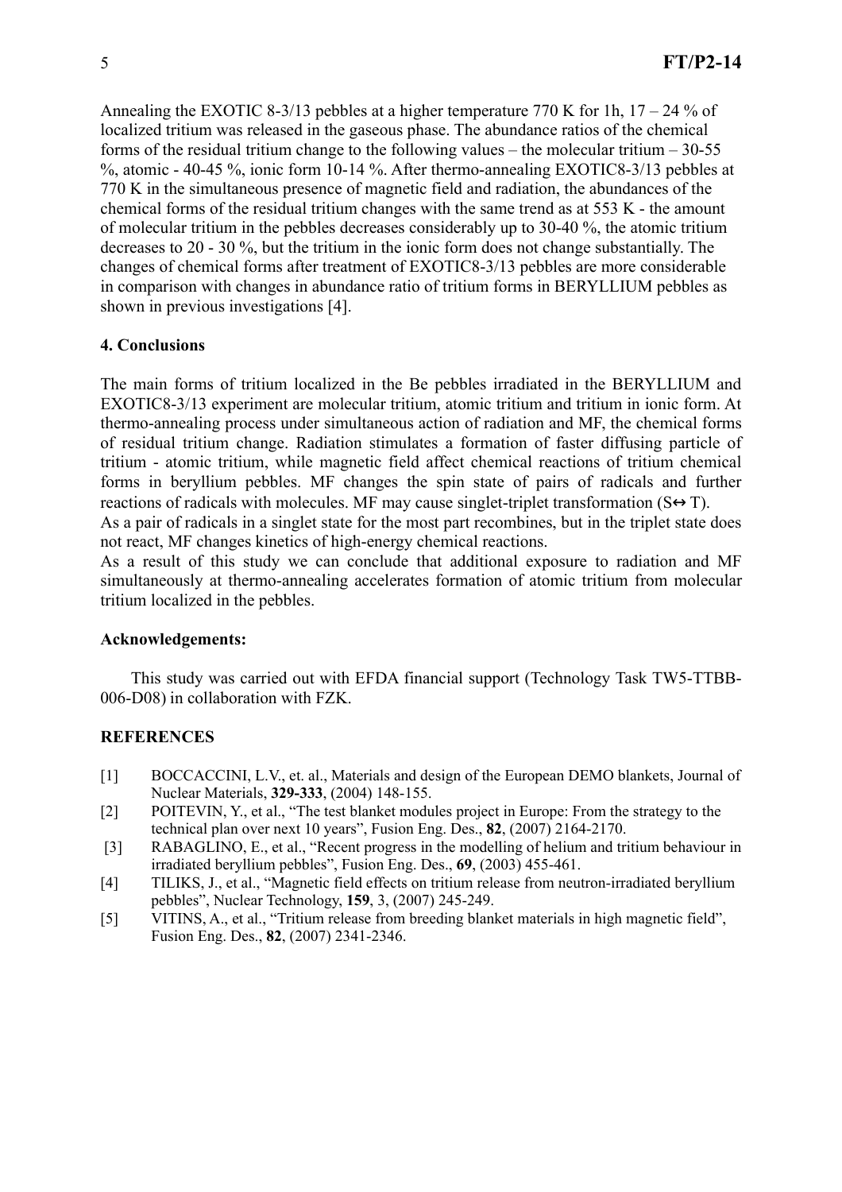Annealing the EXOTIC 8-3/13 pebbles at a higher temperature 770 K for 1h, 17 – 24 % of localized tritium was released in the gaseous phase. The abundance ratios of the chemical forms of the residual tritium change to the following values – the molecular tritium – 30-55 %, atomic - 40-45 %, ionic form 10-14 %. After thermo-annealing EXOTIC8-3/13 pebbles at 770 K in the simultaneous presence of magnetic field and radiation, the abundances of the chemical forms of the residual tritium changes with the same trend as at 553 K - the amount of molecular tritium in the pebbles decreases considerably up to 30-40 %, the atomic tritium decreases to 20 - 30 %, but the tritium in the ionic form does not change substantially. The changes of chemical forms after treatment of EXOTIC8-3/13 pebbles are more considerable in comparison with changes in abundance ratio of tritium forms in BERYLLIUM pebbles as shown in previous investigations [4].

## 4. Conclusions

The main forms of tritium localized in the Be pebbles irradiated in the BERYLLIUM and EXOTIC8-3/13 experiment are molecular tritium, atomic tritium and tritium in ionic form. At thermo-annealing process under simultaneous action of radiation and MF, the chemical forms of residual tritium change. Radiation stimulates a formation of faster diffusing particle of tritium - atomic tritium, while magnetic field affect chemical reactions of tritium chemical forms in beryllium pebbles. MF changes the spin state of pairs of radicals and further reactions of radicals with molecules. MF may cause singlet-triplet transformation ($S \leftrightarrow T$).
As a pair of radicals in a singlet state for the most part recombines, but in the triplet state does not react, MF changes kinetics of high-energy chemical reactions.
As a result of this study we can conclude that additional exposure to radiation and MF simultaneously at thermo-annealing accelerates formation of atomic tritium from molecular tritium localized in the pebbles.

**Acknowledgements:**

This study was carried out with EFDA financial support (Technology Task TW5-TTBB-006-D08) in collaboration with FZK.

## REFERENCES

[1] BOCCACCINI, L.V., et. al., Materials and design of the European DEMO blankets, Journal of Nuclear Materials, **329-333**, (2004) 148-155.

[2] POITEVIN, Y., et al., "The test blanket modules project in Europe: From the strategy to the technical plan over next 10 years", Fusion Eng. Des., **82**, (2007) 2164-2170.

[3] RABAGLINO, E., et al., "Recent progress in the modelling of helium and tritium behaviour in irradiated beryllium pebbles", Fusion Eng. Des., **69**, (2003) 455-461.

[4] TILIKS, J., et al., "Magnetic field effects on tritium release from neutron-irradiated beryllium pebbles", Nuclear Technology, **159**, 3, (2007) 245-249.

[5] VITINS, A., et al., "Tritium release from breeding blanket materials in high magnetic field", Fusion Eng. Des., **82**, (2007) 2341-2346.